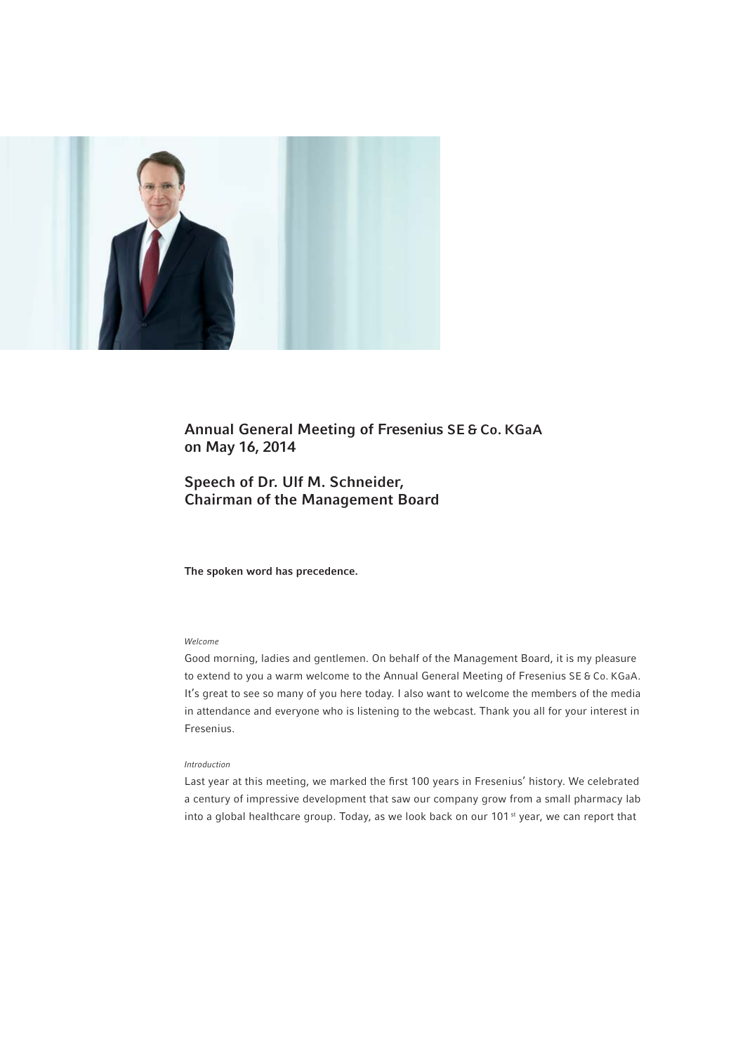# Annual General Meeting of Fresenius SE & Co. KGaA on May 16, 2014

## Speech of Dr. Ulf M. Schneider, Chairman of the Management Board

**The spoken word has precedence.**

*Welcome*

Good morning, ladies and gentlemen. On behalf of the Management Board, it is my pleasure to extend to you a warm welcome to the Annual General Meeting of Fresenius SE & Co. KGaA. It's great to see so many of you here today. I also want to welcome the members of the media in attendance and everyone who is listening to the webcast. Thank you all for your interest in Fresenius.

*Introduction*

Last year at this meeting, we marked the first 100 years in Fresenius' history. We celebrated a century of impressive development that saw our company grow from a small pharmacy lab into a global healthcare group. Today, as we look back on our 101st year, we can report that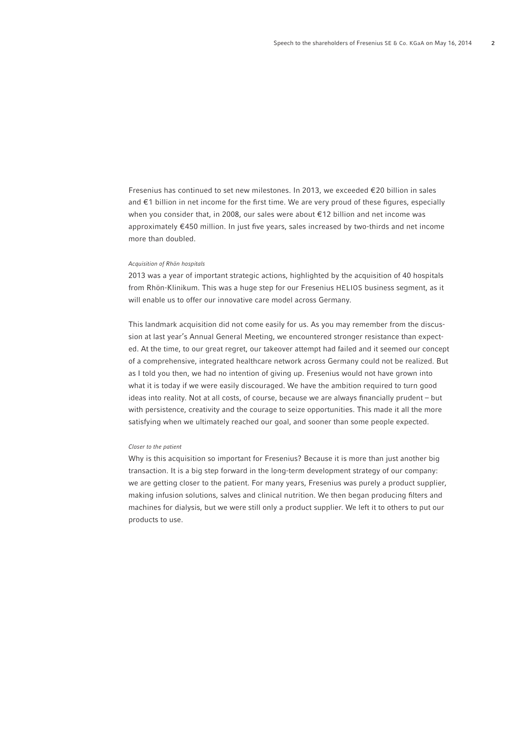Fresenius has continued to set new milestones. In 2013, we exceeded €20 billion in sales and €1 billion in net income for the first time. We are very proud of these figures, especially when you consider that, in 2008, our sales were about €12 billion and net income was approximately €450 million. In just five years, sales increased by two-thirds and net income more than doubled.

*Acquisition of Rhön hospitals*

2013 was a year of important strategic actions, highlighted by the acquisition of 40 hospitals from Rhön-Klinikum. This was a huge step for our Fresenius HELIOS business segment, as it will enable us to offer our innovative care model across Germany.

This landmark acquisition did not come easily for us. As you may remember from the discussion at last year's Annual General Meeting, we encountered stronger resistance than expected. At the time, to our great regret, our takeover attempt had failed and it seemed our concept of a comprehensive, integrated healthcare network across Germany could not be realized. But as I told you then, we had no intention of giving up. Fresenius would not have grown into what it is today if we were easily discouraged. We have the ambition required to turn good ideas into reality. Not at all costs, of course, because we are always financially prudent – but with persistence, creativity and the courage to seize opportunities. This made it all the more satisfying when we ultimately reached our goal, and sooner than some people expected.

*Closer to the patient*

Why is this acquisition so important for Fresenius? Because it is more than just another big transaction. It is a big step forward in the long-term development strategy of our company: we are getting closer to the patient. For many years, Fresenius was purely a product supplier, making infusion solutions, salves and clinical nutrition. We then began producing filters and machines for dialysis, but we were still only a product supplier. We left it to others to put our products to use.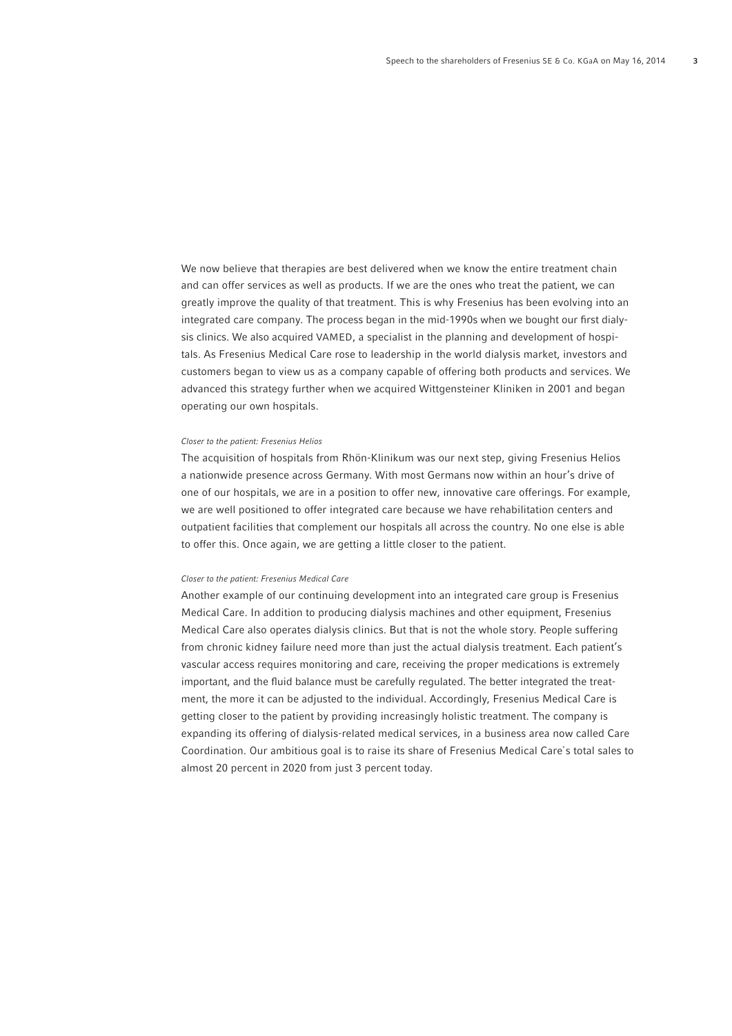We now believe that therapies are best delivered when we know the entire treatment chain and can offer services as well as products. If we are the ones who treat the patient, we can greatly improve the quality of that treatment. This is why Fresenius has been evolving into an integrated care company. The process began in the mid-1990s when we bought our first dialysis clinics. We also acquired VAMED, a specialist in the planning and development of hospitals. As Fresenius Medical Care rose to leadership in the world dialysis market, investors and customers began to view us as a company capable of offering both products and services. We advanced this strategy further when we acquired Wittgensteiner Kliniken in 2001 and began operating our own hospitals.

*Closer to the patient: Fresenius Helios*

The acquisition of hospitals from Rhön-Klinikum was our next step, giving Fresenius Helios a nationwide presence across Germany. With most Germans now within an hour's drive of one of our hospitals, we are in a position to offer new, innovative care offerings. For example, we are well positioned to offer integrated care because we have rehabilitation centers and outpatient facilities that complement our hospitals all across the country. No one else is able to offer this. Once again, we are getting a little closer to the patient.

*Closer to the patient: Fresenius Medical Care*

Another example of our continuing development into an integrated care group is Fresenius Medical Care. In addition to producing dialysis machines and other equipment, Fresenius Medical Care also operates dialysis clinics. But that is not the whole story. People suffering from chronic kidney failure need more than just the actual dialysis treatment. Each patient's vascular access requires monitoring and care, receiving the proper medications is extremely important, and the fluid balance must be carefully regulated. The better integrated the treatment, the more it can be adjusted to the individual. Accordingly, Fresenius Medical Care is getting closer to the patient by providing increasingly holistic treatment. The company is expanding its offering of dialysis-related medical services, in a business area now called Care Coordination. Our ambitious goal is to raise its share of Fresenius Medical Care`s total sales to almost 20 percent in 2020 from just 3 percent today.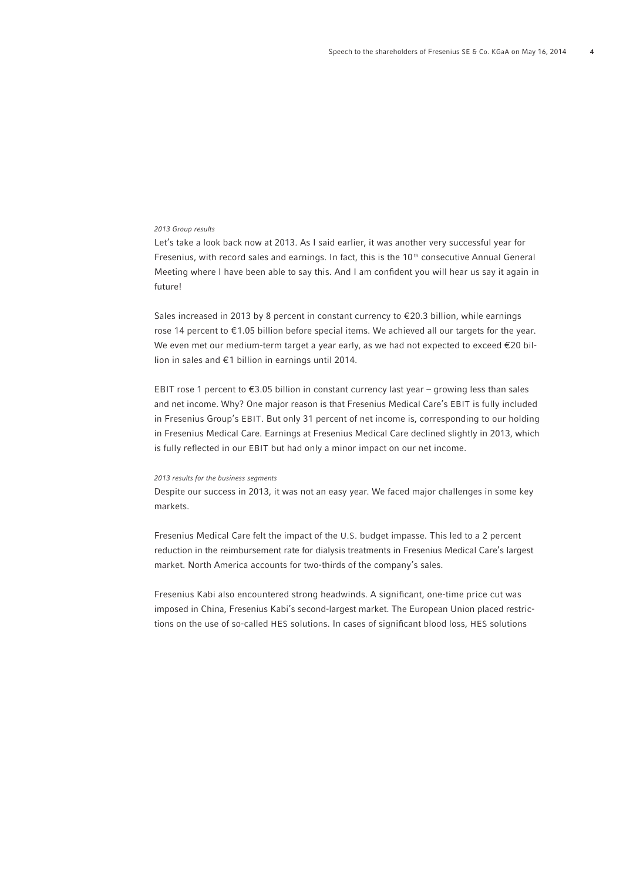*2013 Group results*

Let's take a look back now at 2013. As I said earlier, it was another very successful year for Fresenius, with record sales and earnings. In fact, this is the 10th consecutive Annual General Meeting where I have been able to say this. And I am confident you will hear us say it again in future!

Sales increased in 2013 by 8 percent in constant currency to €20.3 billion, while earnings rose 14 percent to €1.05 billion before special items. We achieved all our targets for the year. We even met our medium-term target a year early, as we had not expected to exceed €20 billion in sales and €1 billion in earnings until 2014.

EBIT rose 1 percent to €3.05 billion in constant currency last year – growing less than sales and net income. Why? One major reason is that Fresenius Medical Care's EBIT is fully included in Fresenius Group's EBIT. But only 31 percent of net income is, corresponding to our holding in Fresenius Medical Care. Earnings at Fresenius Medical Care declined slightly in 2013, which is fully reflected in our EBIT but had only a minor impact on our net income.

*2013 results for the business segments*

Despite our success in 2013, it was not an easy year. We faced major challenges in some key markets.

Fresenius Medical Care felt the impact of the U.S. budget impasse. This led to a 2 percent reduction in the reimbursement rate for dialysis treatments in Fresenius Medical Care's largest market. North America accounts for two-thirds of the company's sales.

Fresenius Kabi also encountered strong headwinds. A significant, one-time price cut was imposed in China, Fresenius Kabi's second-largest market. The European Union placed restrictions on the use of so-called HES solutions. In cases of significant blood loss, HES solutions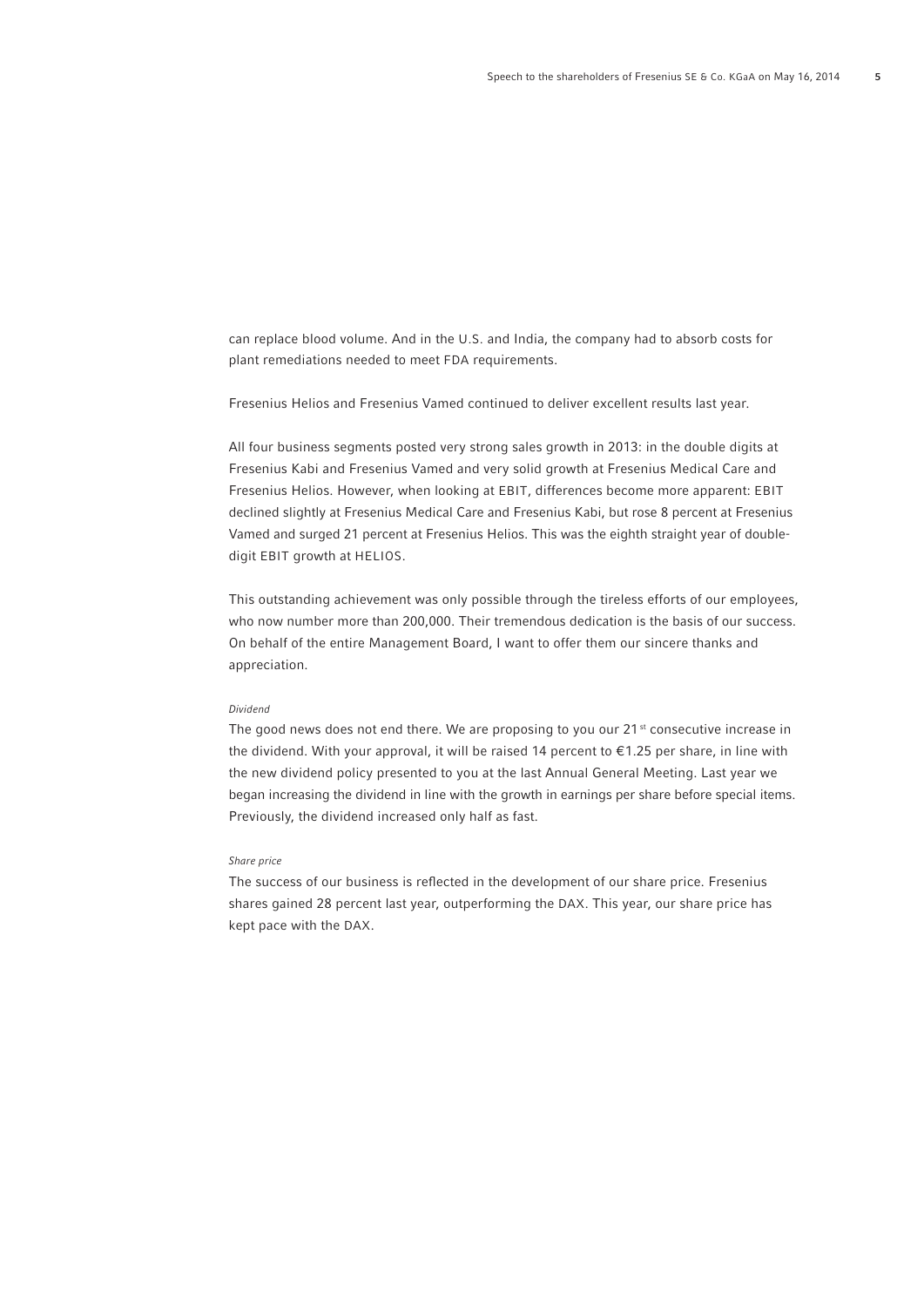can replace blood volume. And in the U.S. and India, the company had to absorb costs for plant remediations needed to meet FDA requirements.

Fresenius Helios and Fresenius Vamed continued to deliver excellent results last year.

All four business segments posted very strong sales growth in 2013: in the double digits at Fresenius Kabi and Fresenius Vamed and very solid growth at Fresenius Medical Care and Fresenius Helios. However, when looking at EBIT, differences become more apparent: EBIT declined slightly at Fresenius Medical Care and Fresenius Kabi, but rose 8 percent at Fresenius Vamed and surged 21 percent at Fresenius Helios. This was the eighth straight year of double-digit EBIT growth at HELIOS.

This outstanding achievement was only possible through the tireless efforts of our employees, who now number more than 200,000. Their tremendous dedication is the basis of our success. On behalf of the entire Management Board, I want to offer them our sincere thanks and appreciation.

*Dividend*

The good news does not end there. We are proposing to you our 21st consecutive increase in the dividend. With your approval, it will be raised 14 percent to €1.25 per share, in line with the new dividend policy presented to you at the last Annual General Meeting. Last year we began increasing the dividend in line with the growth in earnings per share before special items. Previously, the dividend increased only half as fast.

*Share price*

The success of our business is reflected in the development of our share price. Fresenius shares gained 28 percent last year, outperforming the DAX. This year, our share price has kept pace with the DAX.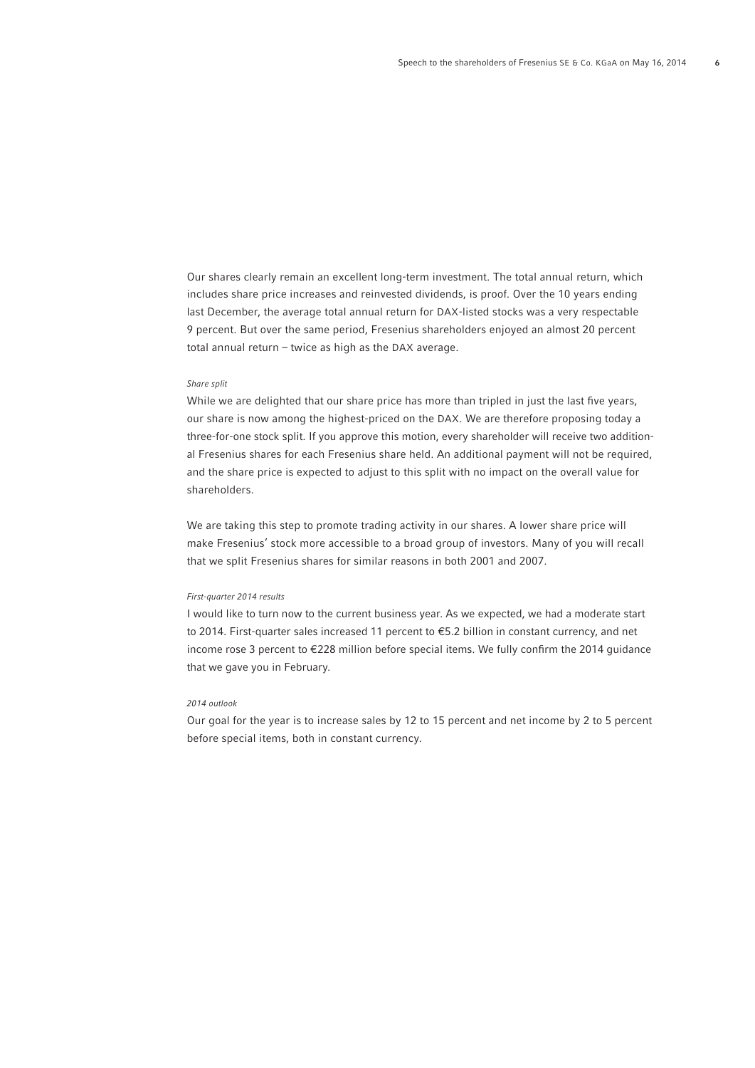Our shares clearly remain an excellent long-term investment. The total annual return, which includes share price increases and reinvested dividends, is proof. Over the 10 years ending last December, the average total annual return for DAX-listed stocks was a very respectable 9 percent. But over the same period, Fresenius shareholders enjoyed an almost 20 percent total annual return – twice as high as the DAX average.

*Share split*

While we are delighted that our share price has more than tripled in just the last five years, our share is now among the highest-priced on the DAX. We are therefore proposing today a three-for-one stock split. If you approve this motion, every shareholder will receive two additional Fresenius shares for each Fresenius share held. An additional payment will not be required, and the share price is expected to adjust to this split with no impact on the overall value for shareholders.

We are taking this step to promote trading activity in our shares. A lower share price will make Fresenius' stock more accessible to a broad group of investors. Many of you will recall that we split Fresenius shares for similar reasons in both 2001 and 2007.

*First-quarter 2014 results*

I would like to turn now to the current business year. As we expected, we had a moderate start to 2014. First-quarter sales increased 11 percent to €5.2 billion in constant currency, and net income rose 3 percent to €228 million before special items. We fully confirm the 2014 guidance that we gave you in February.

*2014 outlook*

Our goal for the year is to increase sales by 12 to 15 percent and net income by 2 to 5 percent before special items, both in constant currency.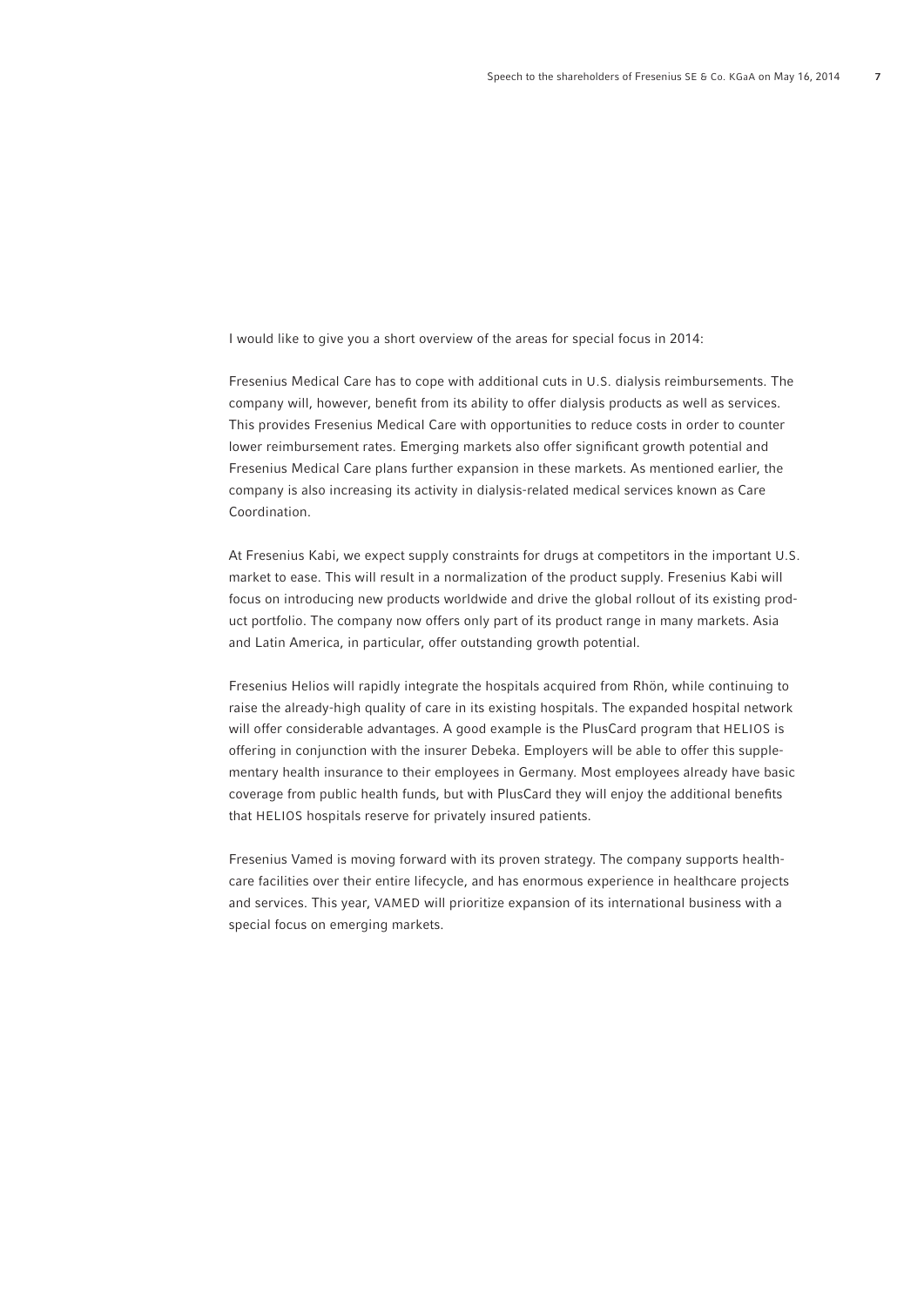I would like to give you a short overview of the areas for special focus in 2014:

Fresenius Medical Care has to cope with additional cuts in U.S. dialysis reimbursements. The company will, however, benefit from its ability to offer dialysis products as well as services. This provides Fresenius Medical Care with opportunities to reduce costs in order to counter lower reimbursement rates. Emerging markets also offer significant growth potential and Fresenius Medical Care plans further expansion in these markets. As mentioned earlier, the company is also increasing its activity in dialysis-related medical services known as Care Coordination.

At Fresenius Kabi, we expect supply constraints for drugs at competitors in the important U.S. market to ease. This will result in a normalization of the product supply. Fresenius Kabi will focus on introducing new products worldwide and drive the global rollout of its existing product portfolio. The company now offers only part of its product range in many markets. Asia and Latin America, in particular, offer outstanding growth potential.

Fresenius Helios will rapidly integrate the hospitals acquired from Rhön, while continuing to raise the already-high quality of care in its existing hospitals. The expanded hospital network will offer considerable advantages. A good example is the PlusCard program that HELIOS is offering in conjunction with the insurer Debeka. Employers will be able to offer this supplementary health insurance to their employees in Germany. Most employees already have basic coverage from public health funds, but with PlusCard they will enjoy the additional benefits that HELIOS hospitals reserve for privately insured patients.

Fresenius Vamed is moving forward with its proven strategy. The company supports healthcare facilities over their entire lifecycle, and has enormous experience in healthcare projects and services. This year, VAMED will prioritize expansion of its international business with a special focus on emerging markets.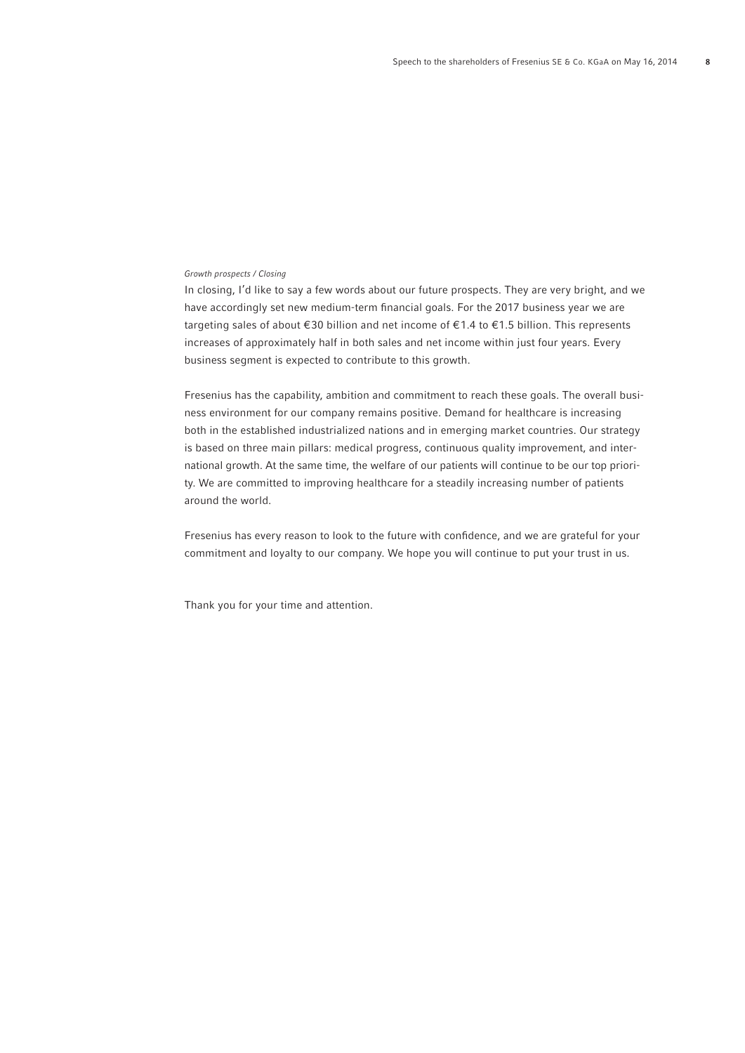*Growth prospects / Closing*

In closing, I'd like to say a few words about our future prospects. They are very bright, and we have accordingly set new medium-term financial goals. For the 2017 business year we are targeting sales of about €30 billion and net income of €1.4 to €1.5 billion. This represents increases of approximately half in both sales and net income within just four years. Every business segment is expected to contribute to this growth.

Fresenius has the capability, ambition and commitment to reach these goals. The overall business environment for our company remains positive. Demand for healthcare is increasing both in the established industrialized nations and in emerging market countries. Our strategy is based on three main pillars: medical progress, continuous quality improvement, and international growth. At the same time, the welfare of our patients will continue to be our top priority. We are committed to improving healthcare for a steadily increasing number of patients around the world.

Fresenius has every reason to look to the future with confidence, and we are grateful for your commitment and loyalty to our company. We hope you will continue to put your trust in us.

Thank you for your time and attention.